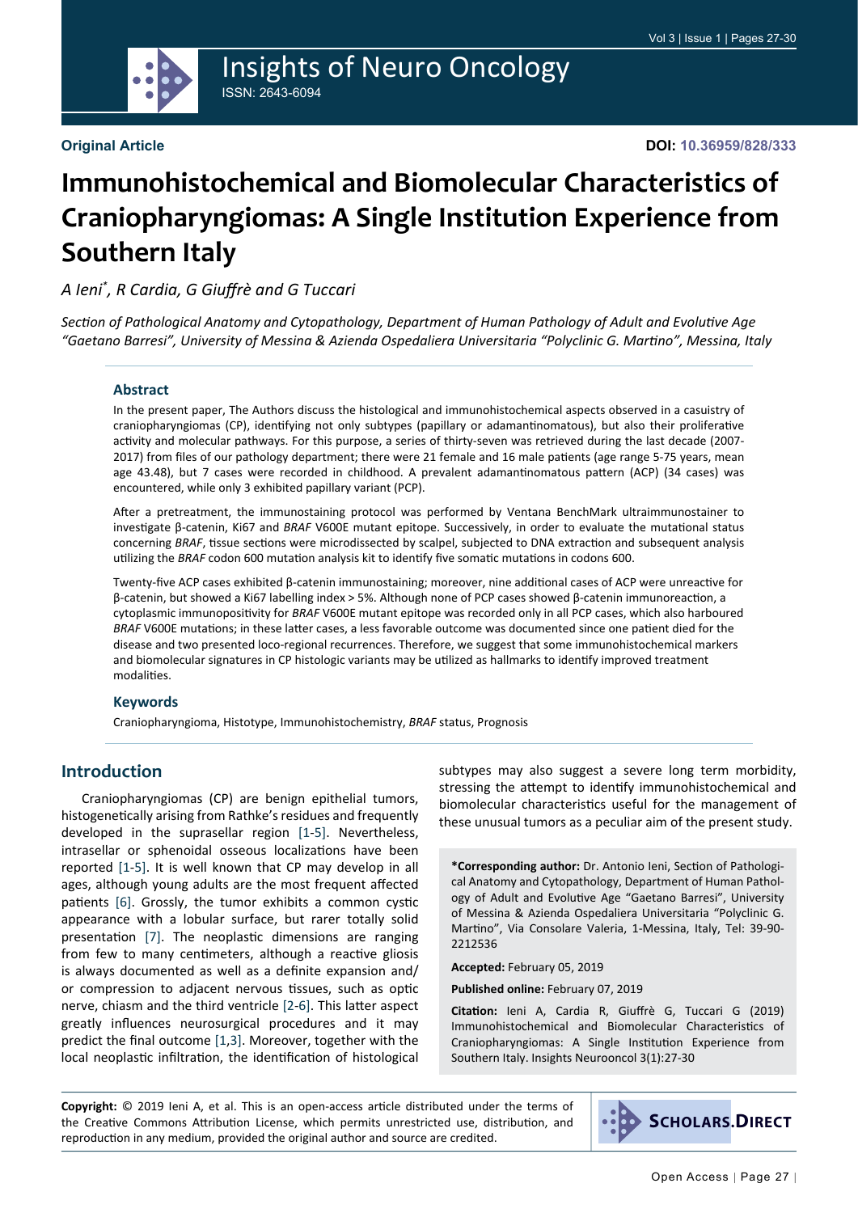Insights of Neuro Oncology

ISSN: 2643-6094

**Original Article**

**DOI: 10.36959/828/333**

# Immunohistochemical and Biomolecular Characteristics of Craniopharyngiomas: A Single Institution Experience from Southern Italy

*A Ieni[*], R Cardia, G Giuffrè and G Tuccari*

*Section of Pathological Anatomy and Cytopathology, Department of Human Pathology of Adult and Evolutive Age "Gaetano Barresi", University of Messina & Azienda Ospedaliera Universitaria "Polyclinic G. Martino", Messina, Italy*

## Abstract

In the present paper, The Authors discuss the histological and immunohistochemical aspects observed in a casuistry of craniopharyngiomas (CP), identifying not only subtypes (papillary or adamantinomatous), but also their proliferative activity and molecular pathways. For this purpose, a series of thirty-seven was retrieved during the last decade (2007-2017) from files of our pathology department; there were 21 female and 16 male patients (age range 5-75 years, mean age 43.48), but 7 cases were recorded in childhood. A prevalent adamantinomatous pattern (ACP) (34 cases) was encountered, while only 3 exhibited papillary variant (PCP).

After a pretreatment, the immunostaining protocol was performed by Ventana BenchMark ultraimmunostainer to investigate β-catenin, Ki67 and *BRAF* V600E mutant epitope. Successively, in order to evaluate the mutational status concerning *BRAF*, tissue sections were microdissected by scalpel, subjected to DNA extraction and subsequent analysis utilizing the *BRAF* codon 600 mutation analysis kit to identify five somatic mutations in codons 600.

Twenty-five ACP cases exhibited β-catenin immunostaining; moreover, nine additional cases of ACP were unreactive for β-catenin, but showed a Ki67 labelling index > 5%. Although none of PCP cases showed β-catenin immunoreaction, a cytoplasmic immunopositivity for *BRAF* V600E mutant epitope was recorded only in all PCP cases, which also harboured *BRAF* V600E mutations; in these latter cases, a less favorable outcome was documented since one patient died for the disease and two presented loco-regional recurrences. Therefore, we suggest that some immunohistochemical markers and biomolecular signatures in CP histologic variants may be utilized as hallmarks to identify improved treatment modalities.

### Keywords

Craniopharyngioma, Histotype, Immunohistochemistry, *BRAF* status, Prognosis

## Introduction

Craniopharyngiomas (CP) are benign epithelial tumors, histogenetically arising from Rathke's residues and frequently developed in the suprasellar region [1-5]. Nevertheless, intrasellar or sphenoidal osseous localizations have been reported [1-5]. It is well known that CP may develop in all ages, although young adults are the most frequent affected patients [6]. Grossly, the tumor exhibits a common cystic appearance with a lobular surface, but rarer totally solid presentation [7]. The neoplastic dimensions are ranging from few to many centimeters, although a reactive gliosis is always documented as well as a definite expansion and/or compression to adjacent nervous tissues, such as optic nerve, chiasm and the third ventricle [2-6]. This latter aspect greatly influences neurosurgical procedures and it may predict the final outcome [1,3]. Moreover, together with the local neoplastic infiltration, the identification of histological subtypes may also suggest a severe long term morbidity, stressing the attempt to identify immunohistochemical and biomolecular characteristics useful for the management of these unusual tumors as a peculiar aim of the present study.

**\*Corresponding author:** Dr. Antonio Ieni, Section of Pathological Anatomy and Cytopathology, Department of Human Pathology of Adult and Evolutive Age "Gaetano Barresi", University of Messina & Azienda Ospedaliera Universitaria "Polyclinic G. Martino", Via Consolare Valeria, 1-Messina, Italy, Tel: 39-90-2212536

**Accepted:** February 05, 2019

**Published online:** February 07, 2019

**Citation:** Ieni A, Cardia R, Giuffrè G, Tuccari G (2019) Immunohistochemical and Biomolecular Characteristics of Craniopharyngiomas: A Single Institution Experience from Southern Italy. Insights Neurooncol 3(1):27-30

**Copyright:** © 2019 Ieni A, et al. This is an open-access article distributed under the terms of the Creative Commons Attribution License, which permits unrestricted use, distribution, and reproduction in any medium, provided the original author and source are credited.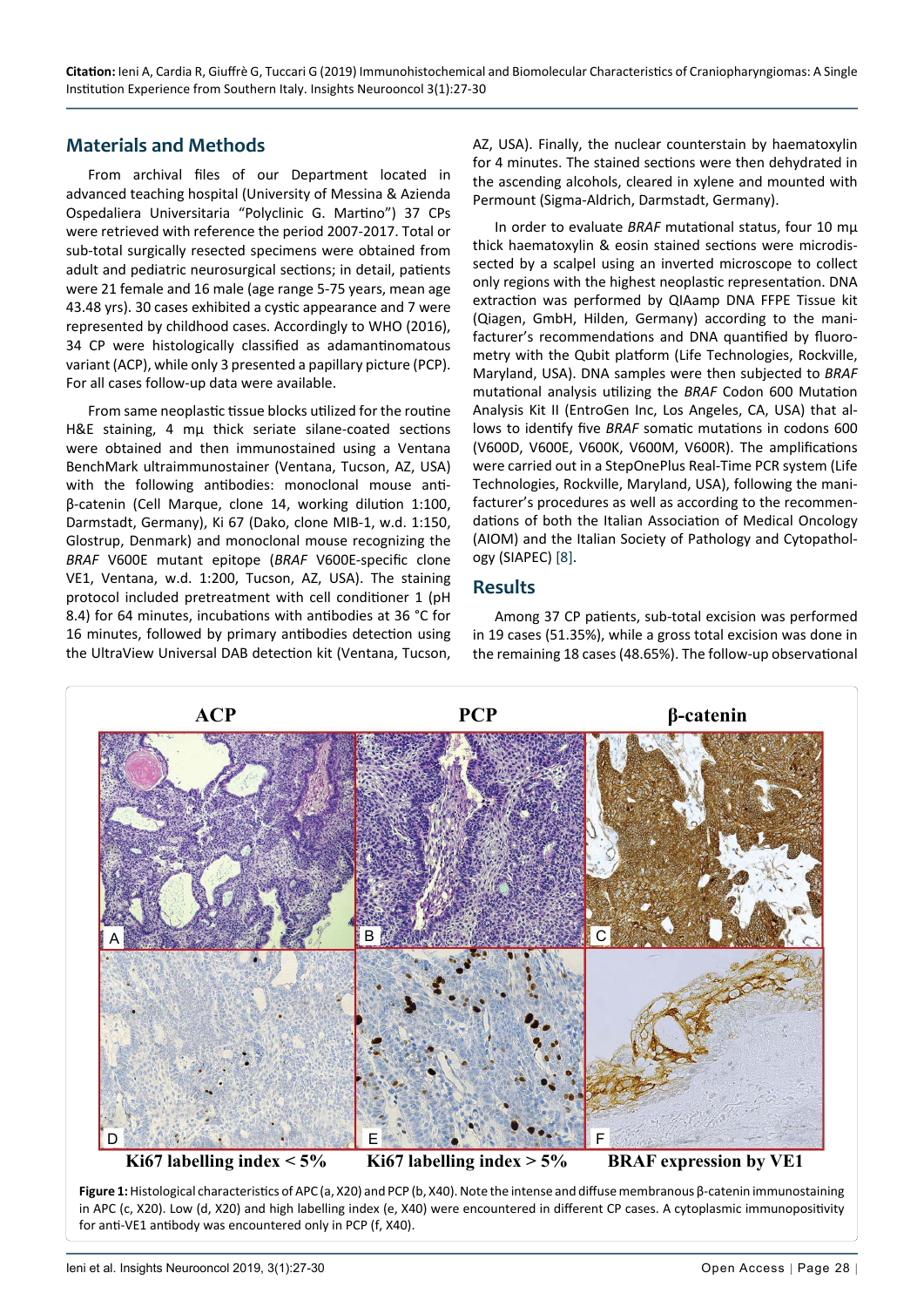## Materials and Methods

From archival files of our Department located in advanced teaching hospital (University of Messina & Azienda Ospedaliera Universitaria "Polyclinic G. Martino") 37 CPs were retrieved with reference the period 2007-2017. Total or sub-total surgically resected specimens were obtained from adult and pediatric neurosurgical sections; in detail, patients were 21 female and 16 male (age range 5-75 years, mean age 43.48 yrs). 30 cases exhibited a cystic appearance and 7 were represented by childhood cases. Accordingly to WHO (2016), 34 CP were histologically classified as adamantinomatous variant (ACP), while only 3 presented a papillary picture (PCP). For all cases follow-up data were available.

From same neoplastic tissue blocks utilized for the routine H&E staining, 4 mμ thick seriate silane-coated sections were obtained and then immunostained using a Ventana BenchMark ultraimmunostainer (Ventana, Tucson, AZ, USA) with the following antibodies: monoclonal mouse anti-β-catenin (Cell Marque, clone 14, working dilution 1:100, Darmstadt, Germany), Ki 67 (Dako, clone MIB-1, w.d. 1:150, Glostrup, Denmark) and monoclonal mouse recognizing the *BRAF* V600E mutant epitope (*BRAF* V600E-specific clone VE1, Ventana, w.d. 1:200, Tucson, AZ, USA). The staining protocol included pretreatment with cell conditioner 1 (pH 8.4) for 64 minutes, incubations with antibodies at 36 °C for 16 minutes, followed by primary antibodies detection using the UltraView Universal DAB detection kit (Ventana, Tucson, AZ, USA). Finally, the nuclear counterstain by haematoxylin for 4 minutes. The stained sections were then dehydrated in the ascending alcohols, cleared in xylene and mounted with Permount (Sigma-Aldrich, Darmstadt, Germany).

In order to evaluate *BRAF* mutational status, four 10 mμ thick haematoxylin & eosin stained sections were microdissected by a scalpel using an inverted microscope to collect only regions with the highest neoplastic representation. DNA extraction was performed by QIAamp DNA FFPE Tissue kit (Qiagen, GmbH, Hilden, Germany) according to the manifacturer's recommendations and DNA quantified by fluorometry with the Qubit platform (Life Technologies, Rockville, Maryland, USA). DNA samples were then subjected to *BRAF* mutational analysis utilizing the *BRAF* Codon 600 Mutation Analysis Kit II (EntroGen Inc, Los Angeles, CA, USA) that allows to identify five *BRAF* somatic mutations in codons 600 (V600D, V600E, V600K, V600M, V600R). The amplifications were carried out in a StepOnePlus Real-Time PCR system (Life Technologies, Rockville, Maryland, USA), following the manifacturer's procedures as well as according to the recommendations of both the Italian Association of Medical Oncology (AIOM) and the Italian Society of Pathology and Cytopathology (SIAPEC) [8].

## Results

Among 37 CP patients, sub-total excision was performed in 19 cases (51.35%), while a gross total excision was done in the remaining 18 cases (48.65%). The follow-up observational

**Figure 1:** Histological characteristics of APC (a, X20) and PCP (b, X40). Note the intense and diffuse membranous β-catenin immunostaining in APC (c, X20). Low (d, X20) and high labelling index (e, X40) were encountered in different CP cases. A cytoplasmic immunopositivity for anti-VE1 antibody was encountered only in PCP (f, X40).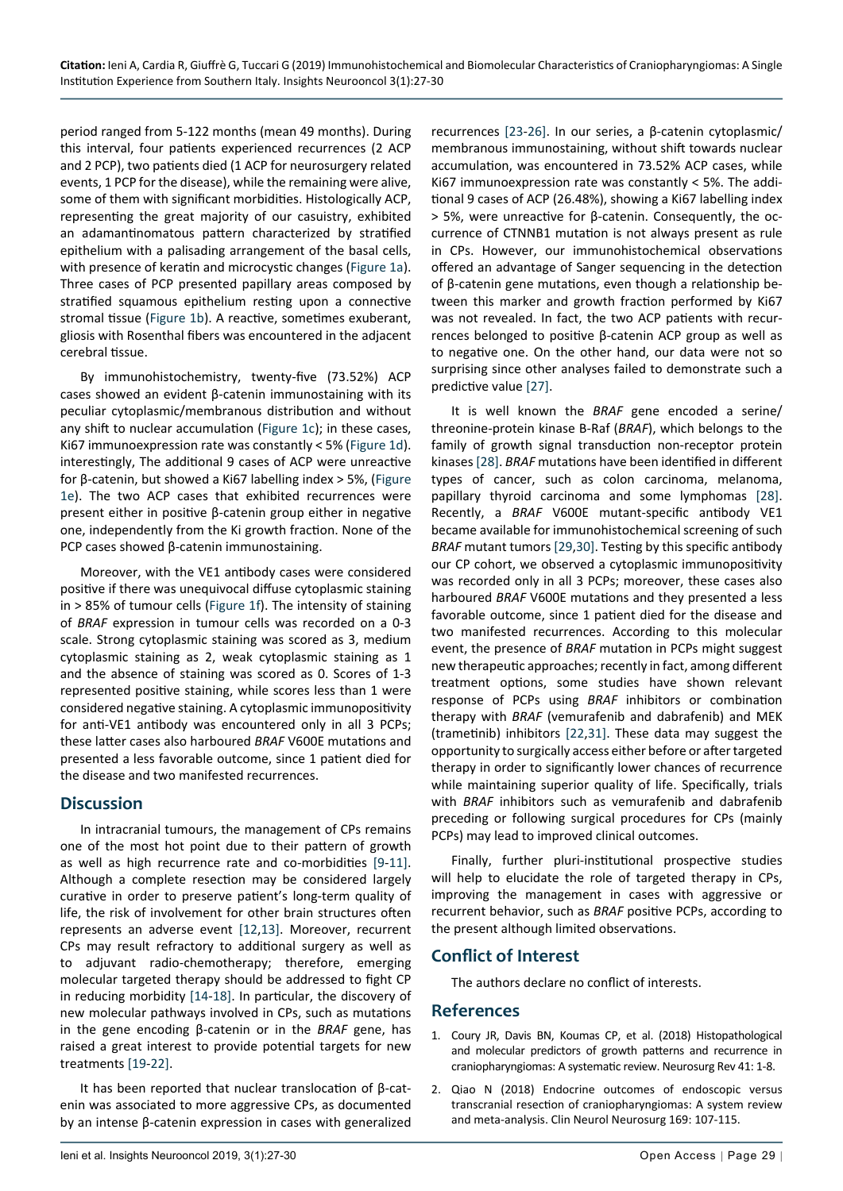period ranged from 5-122 months (mean 49 months). During this interval, four patients experienced recurrences (2 ACP and 2 PCP), two patients died (1 ACP for neurosurgery related events, 1 PCP for the disease), while the remaining were alive, some of them with significant morbidities. Histologically ACP, representing the great majority of our casuistry, exhibited an adamantinomatous pattern characterized by stratified epithelium with a palisading arrangement of the basal cells, with presence of keratin and microcystic changes (Figure 1a). Three cases of PCP presented papillary areas composed by stratified squamous epithelium resting upon a connective stromal tissue (Figure 1b). A reactive, sometimes exuberant, gliosis with Rosenthal fibers was encountered in the adjacent cerebral tissue.

By immunohistochemistry, twenty-five (73.52%) ACP cases showed an evident β-catenin immunostaining with its peculiar cytoplasmic/membranous distribution and without any shift to nuclear accumulation (Figure 1c); in these cases, Ki67 immunoexpression rate was constantly < 5% (Figure 1d). interestingly, The additional 9 cases of ACP were unreactive for β-catenin, but showed a Ki67 labelling index > 5%, (Figure 1e). The two ACP cases that exhibited recurrences were present either in positive β-catenin group either in negative one, independently from the Ki growth fraction. None of the PCP cases showed β-catenin immunostaining.

Moreover, with the VE1 antibody cases were considered positive if there was unequivocal diffuse cytoplasmic staining in > 85% of tumour cells (Figure 1f). The intensity of staining of *BRAF* expression in tumour cells was recorded on a 0-3 scale. Strong cytoplasmic staining was scored as 3, medium cytoplasmic staining as 2, weak cytoplasmic staining as 1 and the absence of staining was scored as 0. Scores of 1-3 represented positive staining, while scores less than 1 were considered negative staining. A cytoplasmic immunopositivity for anti-VE1 antibody was encountered only in all 3 PCPs; these latter cases also harboured *BRAF* V600E mutations and presented a less favorable outcome, since 1 patient died for the disease and two manifested recurrences.

## Discussion

In intracranial tumours, the management of CPs remains one of the most hot point due to their pattern of growth as well as high recurrence rate and co-morbidities [9-11]. Although a complete resection may be considered largely curative in order to preserve patient's long-term quality of life, the risk of involvement for other brain structures often represents an adverse event [12,13]. Moreover, recurrent CPs may result refractory to additional surgery as well as to adjuvant radio-chemotherapy; therefore, emerging molecular targeted therapy should be addressed to fight CP in reducing morbidity [14-18]. In particular, the discovery of new molecular pathways involved in CPs, such as mutations in the gene encoding β-catenin or in the *BRAF* gene, has raised a great interest to provide potential targets for new treatments [19-22].

It has been reported that nuclear translocation of β-catenin was associated to more aggressive CPs, as documented by an intense β-catenin expression in cases with generalized recurrences [23-26]. In our series, a β-catenin cytoplasmic/membranous immunostaining, without shift towards nuclear accumulation, was encountered in 73.52% ACP cases, while Ki67 immunoexpression rate was constantly < 5%. The additional 9 cases of ACP (26.48%), showing a Ki67 labelling index > 5%, were unreactive for β-catenin. Consequently, the occurrence of CTNNB1 mutation is not always present as rule in CPs. However, our immunohistochemical observations offered an advantage of Sanger sequencing in the detection of β-catenin gene mutations, even though a relationship between this marker and growth fraction performed by Ki67 was not revealed. In fact, the two ACP patients with recurrences belonged to positive β-catenin ACP group as well as to negative one. On the other hand, our data were not so surprising since other analyses failed to demonstrate such a predictive value [27].

It is well known the *BRAF* gene encoded a serine/threonine-protein kinase B-Raf (*BRAF*), which belongs to the family of growth signal transduction non-receptor protein kinases [28]. *BRAF* mutations have been identified in different types of cancer, such as colon carcinoma, melanoma, papillary thyroid carcinoma and some lymphomas [28]. Recently, a *BRAF* V600E mutant-specific antibody VE1 became available for immunohistochemical screening of such *BRAF* mutant tumors [29,30]. Testing by this specific antibody our CP cohort, we observed a cytoplasmic immunopositivity was recorded only in all 3 PCPs; moreover, these cases also harboured *BRAF* V600E mutations and they presented a less favorable outcome, since 1 patient died for the disease and two manifested recurrences. According to this molecular event, the presence of *BRAF* mutation in PCPs might suggest new therapeutic approaches; recently in fact, among different treatment options, some studies have shown relevant response of PCPs using *BRAF* inhibitors or combination therapy with *BRAF* (vemurafenib and dabrafenib) and MEK (trametinib) inhibitors [22,31]. These data may suggest the opportunity to surgically access either before or after targeted therapy in order to significantly lower chances of recurrence while maintaining superior quality of life. Specifically, trials with *BRAF* inhibitors such as vemurafenib and dabrafenib preceding or following surgical procedures for CPs (mainly PCPs) may lead to improved clinical outcomes.

Finally, further pluri-institutional prospective studies will help to elucidate the role of targeted therapy in CPs, improving the management in cases with aggressive or recurrent behavior, such as *BRAF* positive PCPs, according to the present although limited observations.

## Conflict of Interest

The authors declare no conflict of interests.

## References

1. Coury JR, Davis BN, Koumas CP, et al. (2018) Histopathological and molecular predictors of growth patterns and recurrence in craniopharyngiomas: A systematic review. Neurosurg Rev 41: 1-8.
2. Qiao N (2018) Endocrine outcomes of endoscopic versus transcranial resection of craniopharyngiomas: A system review and meta-analysis. Clin Neurol Neurosurg 169: 107-115.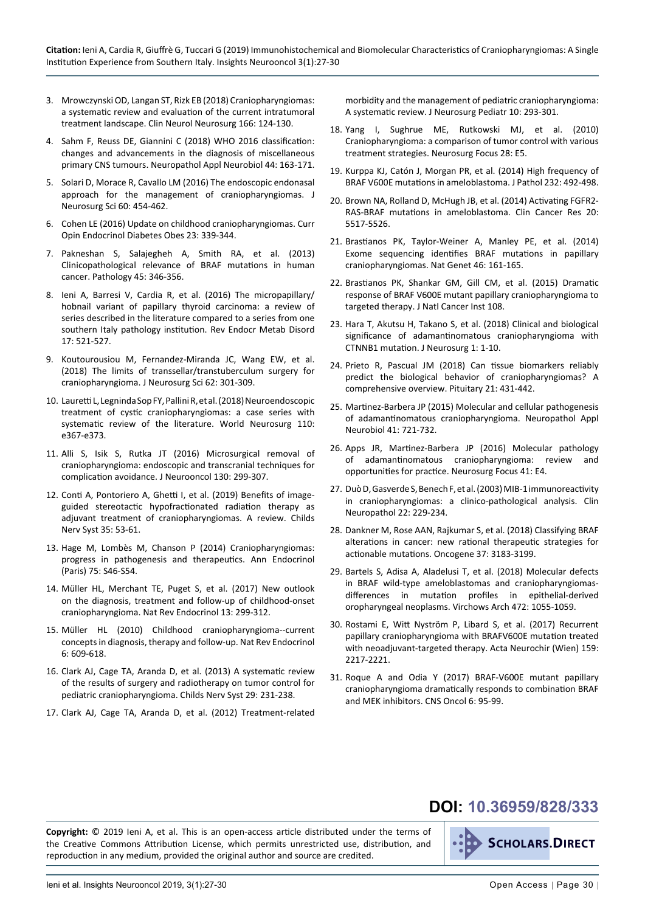3. Mrowczynski OD, Langan ST, Rizk EB (2018) Craniopharyngiomas: a systematic review and evaluation of the current intratumoral treatment landscape. Clin Neurol Neurosurg 166: 124-130.
4. Sahm F, Reuss DE, Giannini C (2018) WHO 2016 classification: changes and advancements in the diagnosis of miscellaneous primary CNS tumours. Neuropathol Appl Neurobiol 44: 163-171.
5. Solari D, Morace R, Cavallo LM (2016) The endoscopic endonasal approach for the management of craniopharyngiomas. J Neurosurg Sci 60: 454-462.
6. Cohen LE (2016) Update on childhood craniopharyngiomas. Curr Opin Endocrinol Diabetes Obes 23: 339-344.
7. Pakneshan S, Salajegheh A, Smith RA, et al. (2013) Clinicopathological relevance of BRAF mutations in human cancer. Pathology 45: 346-356.
8. Ieni A, Barresi V, Cardia R, et al. (2016) The micropapillary/hobnail variant of papillary thyroid carcinoma: a review of series described in the literature compared to a series from one southern Italy pathology institution. Rev Endocr Metab Disord 17: 521-527.
9. Koutourousiou M, Fernandez-Miranda JC, Wang EW, et al. (2018) The limits of transsellar/transtuberculum surgery for craniopharyngioma. J Neurosurg Sci 62: 301-309.
10. Lauretti L, Legninda Sop FY, Pallini R, et al. (2018) Neuroendoscopic treatment of cystic craniopharyngiomas: a case series with systematic review of the literature. World Neurosurg 110: e367-e373.
11. Alli S, Isik S, Rutka JT (2016) Microsurgical removal of craniopharyngioma: endoscopic and transcranial techniques for complication avoidance. J Neurooncol 130: 299-307.
12. Conti A, Pontoriero A, Ghetti I, et al. (2019) Benefits of image-guided stereotactic hypofractionated radiation therapy as adjuvant treatment of craniopharyngiomas. A review. Childs Nerv Syst 35: 53-61.
13. Hage M, Lombès M, Chanson P (2014) Craniopharyngiomas: progress in pathogenesis and therapeutics. Ann Endocrinol (Paris) 75: S46-S54.
14. Müller HL, Merchant TE, Puget S, et al. (2017) New outlook on the diagnosis, treatment and follow-up of childhood-onset craniopharyngioma. Nat Rev Endocrinol 13: 299-312.
15. Müller HL (2010) Childhood craniopharyngioma--current concepts in diagnosis, therapy and follow-up. Nat Rev Endocrinol 6: 609-618.
16. Clark AJ, Cage TA, Aranda D, et al. (2013) A systematic review of the results of surgery and radiotherapy on tumor control for pediatric craniopharyngioma. Childs Nerv Syst 29: 231-238.
17. Clark AJ, Cage TA, Aranda D, et al. (2012) Treatment-related morbidity and the management of pediatric craniopharyngioma: A systematic review. J Neurosurg Pediatr 10: 293-301.
18. Yang I, Sughrue ME, Rutkowski MJ, et al. (2010) Craniopharyngioma: a comparison of tumor control with various treatment strategies. Neurosurg Focus 28: E5.
19. Kurppa KJ, Catón J, Morgan PR, et al. (2014) High frequency of BRAF V600E mutations in ameloblastoma. J Pathol 232: 492-498.
20. Brown NA, Rolland D, McHugh JB, et al. (2014) Activating FGFR2-RAS-BRAF mutations in ameloblastoma. Clin Cancer Res 20: 5517-5526.
21. Brastianos PK, Taylor-Weiner A, Manley PE, et al. (2014) Exome sequencing identifies BRAF mutations in papillary craniopharyngiomas. Nat Genet 46: 161-165.
22. Brastianos PK, Shankar GM, Gill CM, et al. (2015) Dramatic response of BRAF V600E mutant papillary craniopharyngioma to targeted therapy. J Natl Cancer Inst 108.
23. Hara T, Akutsu H, Takano S, et al. (2018) Clinical and biological significance of adamantinomatous craniopharyngioma with CTNNB1 mutation. J Neurosurg 1: 1-10.
24. Prieto R, Pascual JM (2018) Can tissue biomarkers reliably predict the biological behavior of craniopharyngiomas? A comprehensive overview. Pituitary 21: 431-442.
25. Martinez-Barbera JP (2015) Molecular and cellular pathogenesis of adamantinomatous craniopharyngioma. Neuropathol Appl Neurobiol 41: 721-732.
26. Apps JR, Martinez-Barbera JP (2016) Molecular pathology of adamantinomatous craniopharyngioma: review and opportunities for practice. Neurosurg Focus 41: E4.
27. Duò D, Gasverde S, Benech F, et al. (2003) MIB-1 immunoreactivity in craniopharyngiomas: a clinico-pathological analysis. Clin Neuropathol 22: 229-234.
28. Dankner M, Rose AAN, Rajkumar S, et al. (2018) Classifying BRAF alterations in cancer: new rational therapeutic strategies for actionable mutations. Oncogene 37: 3183-3199.
29. Bartels S, Adisa A, Aladelusi T, et al. (2018) Molecular defects in BRAF wild-type ameloblastomas and craniopharyngiomas-differences in mutation profiles in epithelial-derived oropharyngeal neoplasms. Virchows Arch 472: 1055-1059.
30. Rostami E, Witt Nyström P, Libard S, et al. (2017) Recurrent papillary craniopharyngioma with BRAFV600E mutation treated with neoadjuvant-targeted therapy. Acta Neurochir (Wien) 159: 2217-2221.
31. Roque A and Odia Y (2017) BRAF-V600E mutant papillary craniopharyngioma dramatically responds to combination BRAF and MEK inhibitors. CNS Oncol 6: 95-99.

**DOI: 10.36959/828/333**

**Copyright:** © 2019 Ieni A, et al. This is an open-access article distributed under the terms of the Creative Commons Attribution License, which permits unrestricted use, distribution, and reproduction in any medium, provided the original author and source are credited.